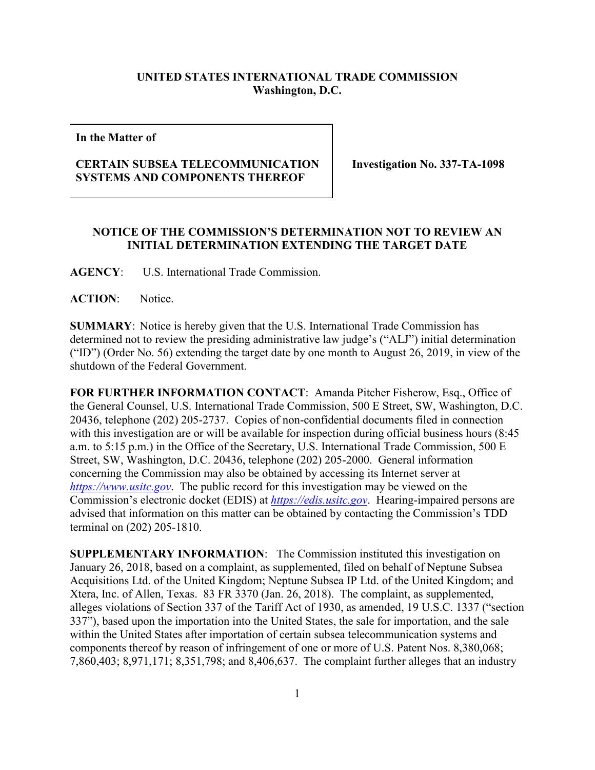**UNITED STATES INTERNATIONAL TRADE COMMISSION**
**Washington, D.C.**

| **In the Matter of**<br><br>**CERTAIN SUBSEA TELECOMMUNICATION SYSTEMS AND COMPONENTS THEREOF** | **Investigation No. 337-TA-1098** |
|---|---|

**NOTICE OF THE COMMISSION'S DETERMINATION NOT TO REVIEW AN INITIAL DETERMINATION EXTENDING THE TARGET DATE**

**AGENCY**: U.S. International Trade Commission.

**ACTION**: Notice.

**SUMMARY**: Notice is hereby given that the U.S. International Trade Commission has determined not to review the presiding administrative law judge's ("ALJ") initial determination ("ID") (Order No. 56) extending the target date by one month to August 26, 2019, in view of the shutdown of the Federal Government.

**FOR FURTHER INFORMATION CONTACT**: Amanda Pitcher Fisherow, Esq., Office of the General Counsel, U.S. International Trade Commission, 500 E Street, SW, Washington, D.C. 20436, telephone (202) 205-2737. Copies of non-confidential documents filed in connection with this investigation are or will be available for inspection during official business hours (8:45 a.m. to 5:15 p.m.) in the Office of the Secretary, U.S. International Trade Commission, 500 E Street, SW, Washington, D.C. 20436, telephone (202) 205-2000. General information concerning the Commission may also be obtained by accessing its Internet server at *https://www.usitc.gov*. The public record for this investigation may be viewed on the Commission's electronic docket (EDIS) at *https://edis.usitc.gov*. Hearing-impaired persons are advised that information on this matter can be obtained by contacting the Commission's TDD terminal on (202) 205-1810.

**SUPPLEMENTARY INFORMATION**: The Commission instituted this investigation on January 26, 2018, based on a complaint, as supplemented, filed on behalf of Neptune Subsea Acquisitions Ltd. of the United Kingdom; Neptune Subsea IP Ltd. of the United Kingdom; and Xtera, Inc. of Allen, Texas. 83 FR 3370 (Jan. 26, 2018). The complaint, as supplemented, alleges violations of Section 337 of the Tariff Act of 1930, as amended, 19 U.S.C. 1337 ("section 337"), based upon the importation into the United States, the sale for importation, and the sale within the United States after importation of certain subsea telecommunication systems and components thereof by reason of infringement of one or more of U.S. Patent Nos. 8,380,068; 7,860,403; 8,971,171; 8,351,798; and 8,406,637. The complaint further alleges that an industry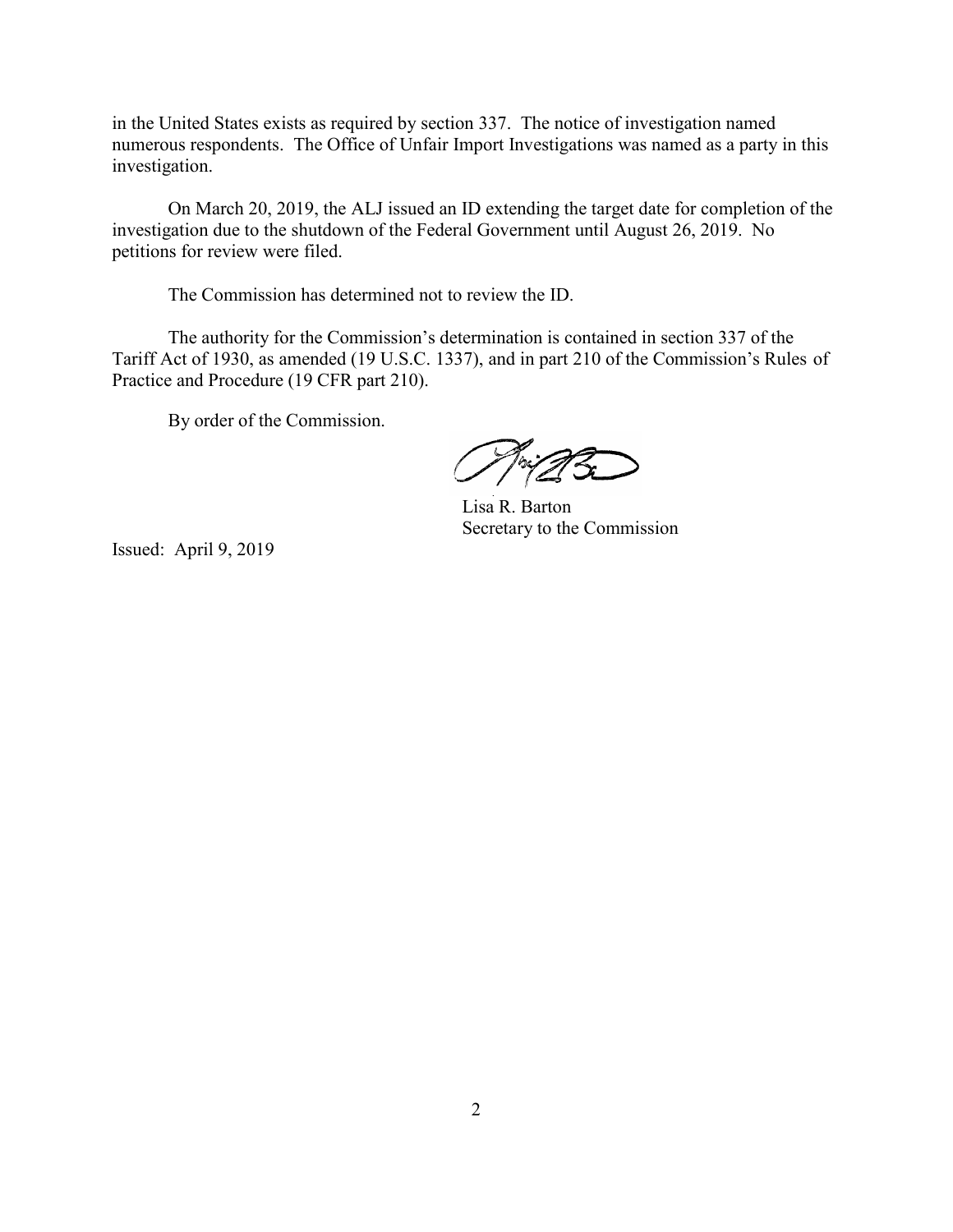in the United States exists as required by section 337. The notice of investigation named numerous respondents. The Office of Unfair Import Investigations was named as a party in this investigation.

On March 20, 2019, the ALJ issued an ID extending the target date for completion of the investigation due to the shutdown of the Federal Government until August 26, 2019. No petitions for review were filed.

The Commission has determined not to review the ID.

The authority for the Commission's determination is contained in section 337 of the Tariff Act of 1930, as amended (19 U.S.C. 1337), and in part 210 of the Commission's Rules of Practice and Procedure (19 CFR part 210).

By order of the Commission.

Lisa R. Barton
Secretary to the Commission

Issued: April 9, 2019